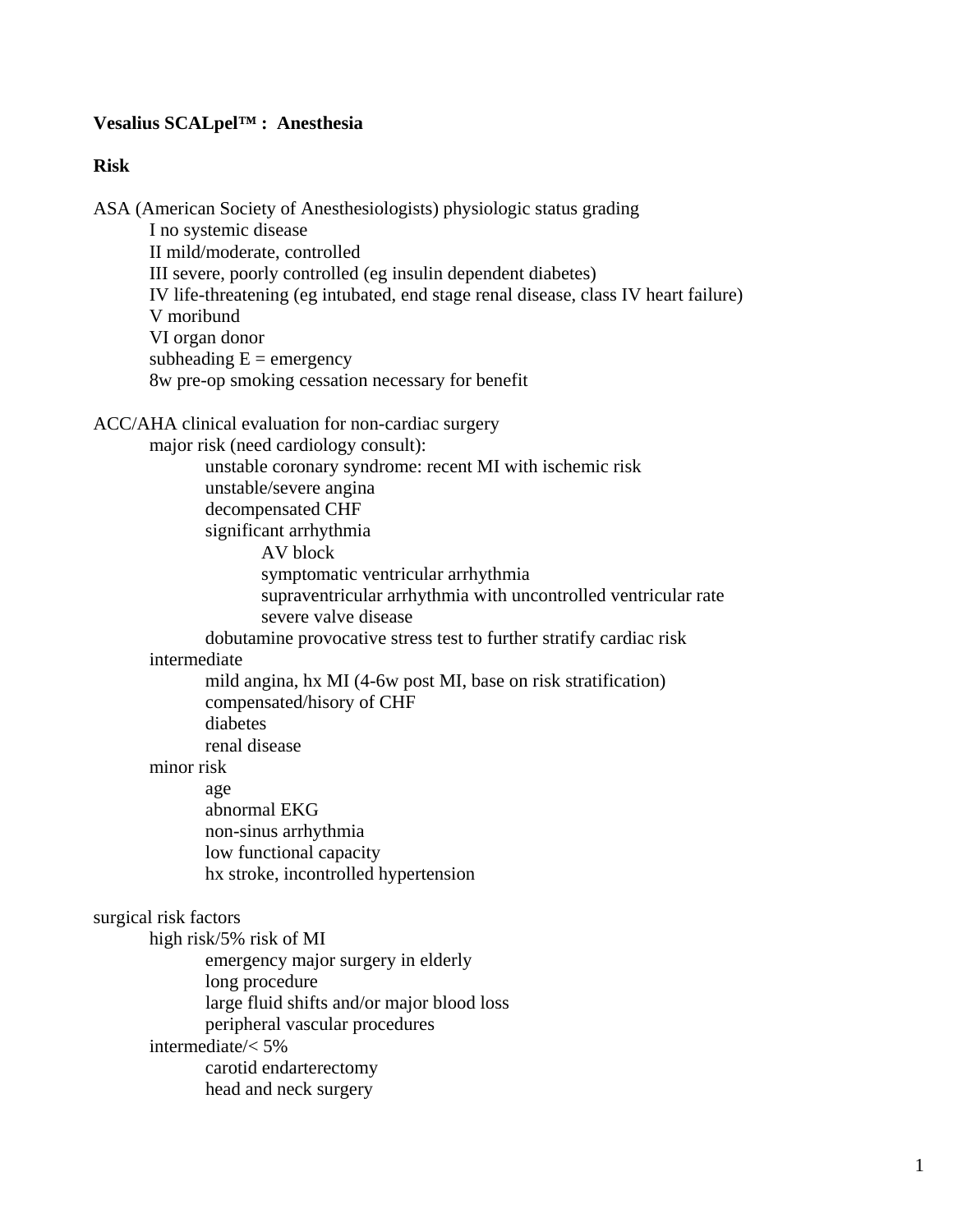**Vesalius SCALpel™ : Anesthesia**

**Risk**

ASA (American Society of Anesthesiologists) physiologic status grading

- I no systemic disease
- II mild/moderate, controlled
- III severe, poorly controlled (eg insulin dependent diabetes)
- IV life-threatening (eg intubated, end stage renal disease, class IV heart failure)
- V moribund
- VI organ donor
- subheading E = emergency
- 8w pre-op smoking cessation necessary for benefit

ACC/AHA clinical evaluation for non-cardiac surgery

- major risk (need cardiology consult):
  - unstable coronary syndrome: recent MI with ischemic risk
  - unstable/severe angina
  - decompensated CHF
  - significant arrhythmia
    - AV block
    - symptomatic ventricular arrhythmia
    - supraventricular arrhythmia with uncontrolled ventricular rate
    - severe valve disease
  - dobutamine provocative stress test to further stratify cardiac risk
- intermediate
  - mild angina, hx MI (4-6w post MI, base on risk stratification)
  - compensated/hisory of CHF
  - diabetes
  - renal disease
- minor risk
  - age
  - abnormal EKG
  - non-sinus arrhythmia
  - low functional capacity
  - hx stroke, incontrolled hypertension

surgical risk factors

- high risk/5% risk of MI
  - emergency major surgery in elderly
  - long procedure
  - large fluid shifts and/or major blood loss
  - peripheral vascular procedures
- intermediate/< 5%
  - carotid endarterectomy
  - head and neck surgery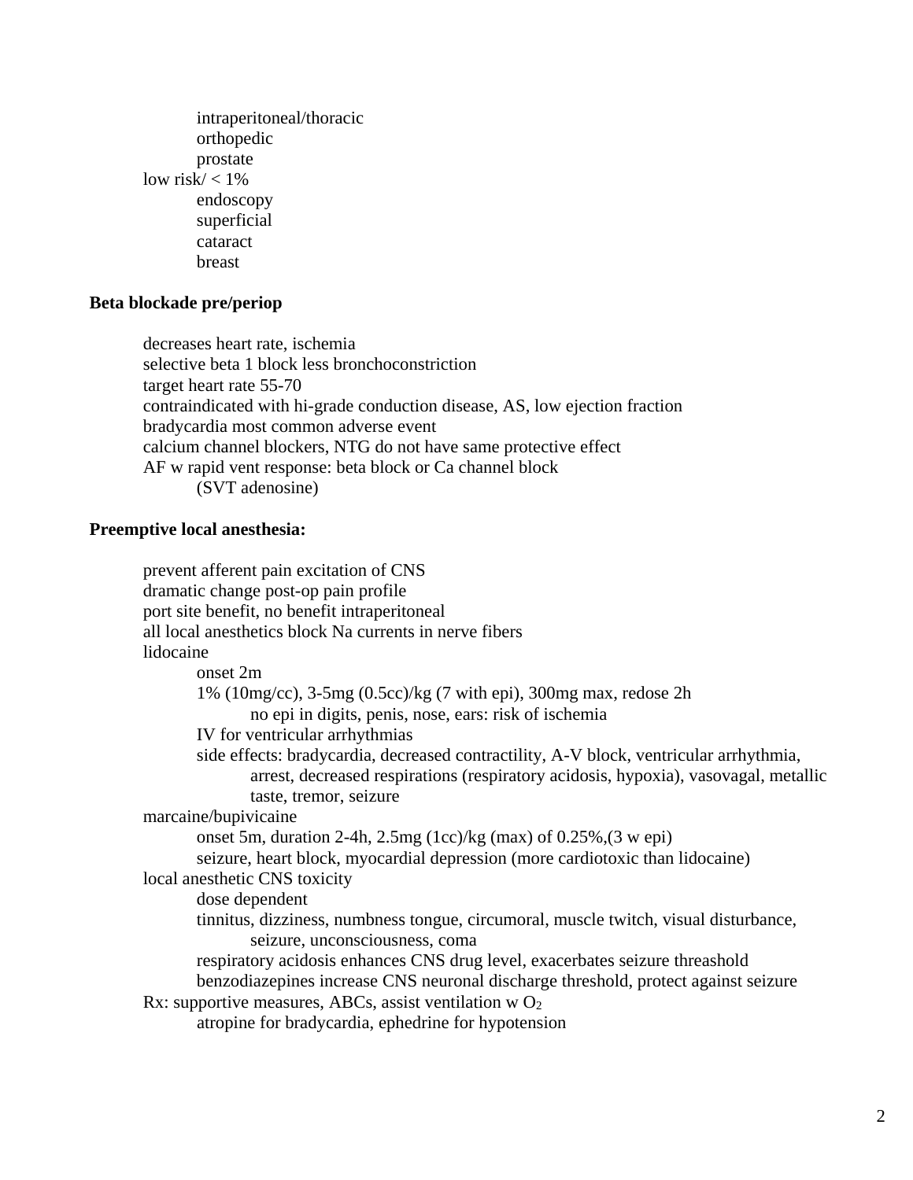- intraperitoneal/thoracic
- orthopedic
- prostate

low risk/ < 1%

- endoscopy
- superficial
- cataract
- breast

**Beta blockade pre/periop**

decreases heart rate, ischemia
selective beta 1 block less bronchoconstriction
target heart rate 55-70
contraindicated with hi-grade conduction disease, AS, low ejection fraction
bradycardia most common adverse event
calcium channel blockers, NTG do not have same protective effect
AF w rapid vent response: beta block or Ca channel block
    (SVT adenosine)

**Preemptive local anesthesia:**

prevent afferent pain excitation of CNS
dramatic change post-op pain profile
port site benefit, no benefit intraperitoneal
all local anesthetics block Na currents in nerve fibers
lidocaine
- onset 2m
- 1% (10mg/cc), 3-5mg (0.5cc)/kg (7 with epi), 300mg max, redose 2h
    - no epi in digits, penis, nose, ears: risk of ischemia
- IV for ventricular arrhythmias
- side effects: bradycardia, decreased contractility, A-V block, ventricular arrhythmia, arrest, decreased respirations (respiratory acidosis, hypoxia), vasovagal, metallic taste, tremor, seizure

marcaine/bupivicaine
- onset 5m, duration 2-4h, 2.5mg (1cc)/kg (max) of 0.25%,(3 w epi)
- seizure, heart block, myocardial depression (more cardiotoxic than lidocaine)

local anesthetic CNS toxicity
- dose dependent
- tinnitus, dizziness, numbness tongue, circumoral, muscle twitch, visual disturbance, seizure, unconsciousness, coma
- respiratory acidosis enhances CNS drug level, exacerbates seizure threashold
- benzodiazepines increase CNS neuronal discharge threshold, protect against seizure

Rx: supportive measures, ABCs, assist ventilation w $O_2$
- atropine for bradycardia, ephedrine for hypotension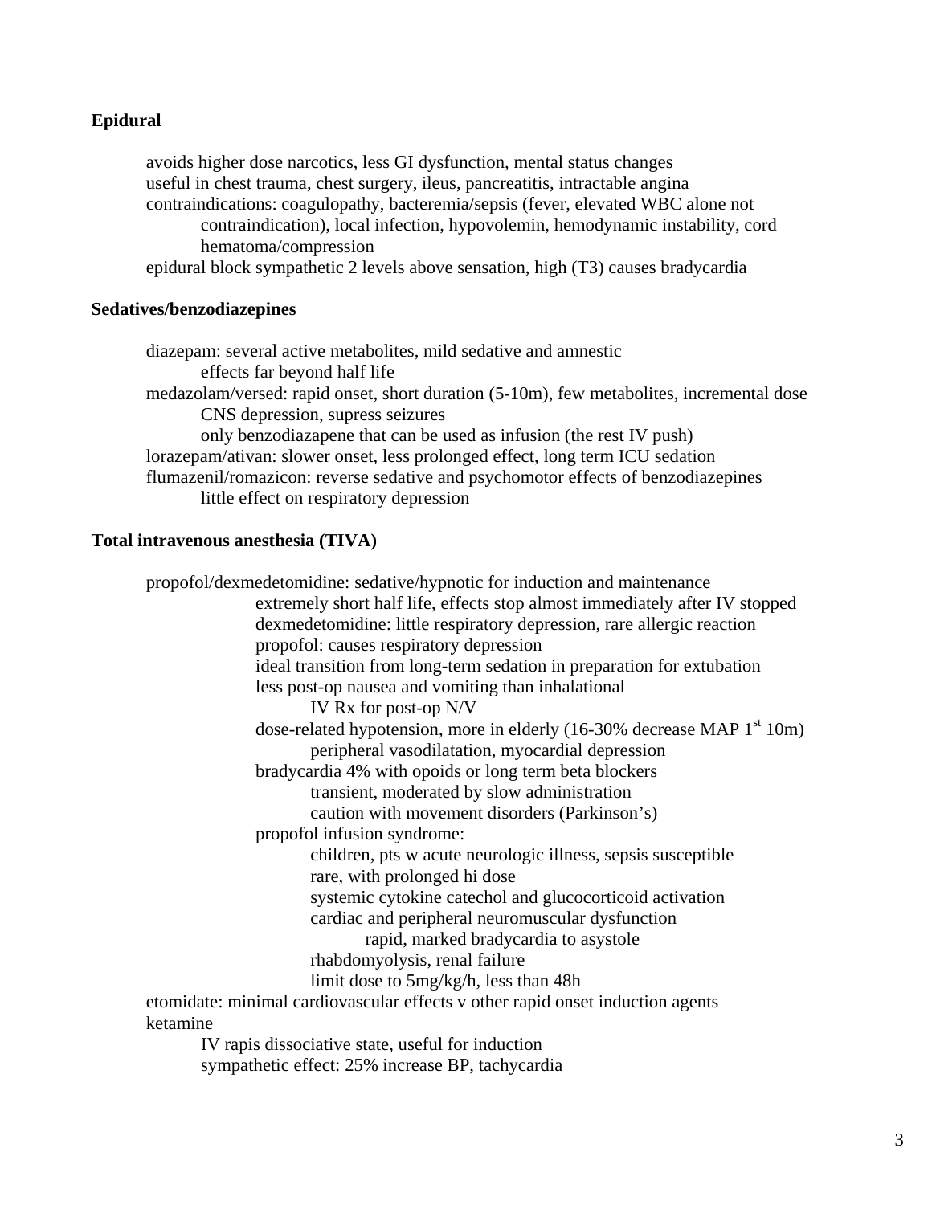## Epidural

- avoids higher dose narcotics, less GI dysfunction, mental status changes
- useful in chest trauma, chest surgery, ileus, pancreatitis, intractable angina
- contraindications: coagulopathy, bacteremia/sepsis (fever, elevated WBC alone not contraindication), local infection, hypovolemin, hemodynamic instability, cord hematoma/compression
- epidural block sympathetic 2 levels above sensation, high (T3) causes bradycardia

## Sedatives/benzodiazepines

- diazepam: several active metabolites, mild sedative and amnestic
    - effects far beyond half life
- medazolam/versed: rapid onset, short duration (5-10m), few metabolites, incremental dose
    - CNS depression, supress seizures
    - only benzodiazapene that can be used as infusion (the rest IV push)
- lorazepam/ativan: slower onset, less prolonged effect, long term ICU sedation
- flumazenil/romazicon: reverse sedative and psychomotor effects of benzodiazepines
    - little effect on respiratory depression

## Total intravenous anesthesia (TIVA)

- propofol/dexmedetomidine: sedative/hypnotic for induction and maintenance
    - extremely short half life, effects stop almost immediately after IV stopped
    - dexmedetomidine: little respiratory depression, rare allergic reaction
    - propofol: causes respiratory depression
    - ideal transition from long-term sedation in preparation for extubation
    - less post-op nausea and vomiting than inhalational
        - IV Rx for post-op N/V
    - dose-related hypotension, more in elderly (16-30% decrease MAP 1st 10m)
        - peripheral vasodilatation, myocardial depression
    - bradycardia 4% with opoids or long term beta blockers
        - transient, moderated by slow administration
        - caution with movement disorders (Parkinson's)
    - propofol infusion syndrome:
        - children, pts w acute neurologic illness, sepsis susceptible
        - rare, with prolonged hi dose
        - systemic cytokine catechol and glucocorticoid activation
        - cardiac and peripheral neuromuscular dysfunction
            - rapid, marked bradycardia to asystole
        - rhabdomyolysis, renal failure
        - limit dose to 5mg/kg/h, less than 48h
- etomidate: minimal cardiovascular effects v other rapid onset induction agents
- ketamine
    - IV rapis dissociative state, useful for induction
    - sympathetic effect: 25% increase BP, tachycardia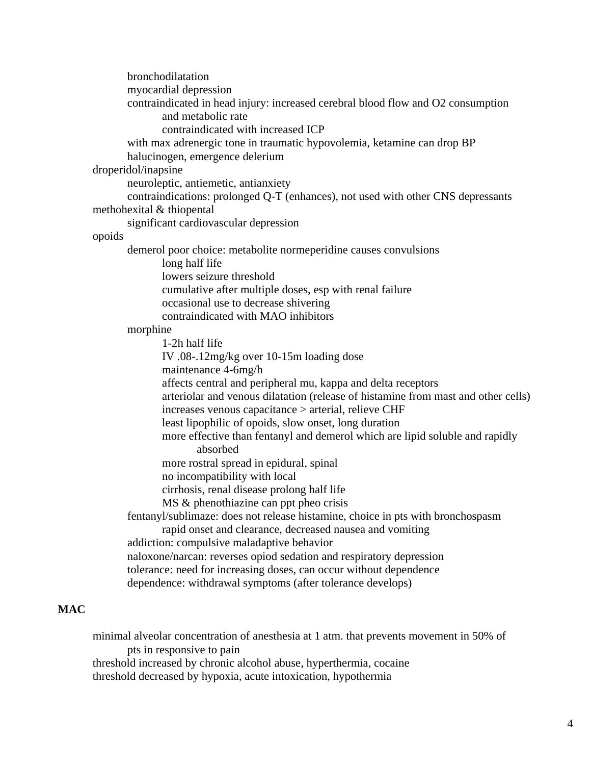- bronchodilatation
- myocardial depression
- contraindicated in head injury: increased cerebral blood flow and O2 consumption and metabolic rate
  - contraindicated with increased ICP
- with max adrenergic tone in traumatic hypovolemia, ketamine can drop BP
- halucinogen, emergence delerium

droperidol/inapsine
- neuroleptic, antiemetic, antianxiety
- contraindications: prolonged Q-T (enhances), not used with other CNS depressants

methohexital & thiopental
- significant cardiovascular depression

opoids
- demerol poor choice: metabolite normeperidine causes convulsions
  - long half life
  - lowers seizure threshold
  - cumulative after multiple doses, esp with renal failure
  - occasional use to decrease shivering
  - contraindicated with MAO inhibitors
- morphine
  - 1-2h half life
  - IV .08-.12mg/kg over 10-15m loading dose
  - maintenance 4-6mg/h
  - affects central and peripheral mu, kappa and delta receptors
  - arteriolar and venous dilatation (release of histamine from mast and other cells)
  - increases venous capacitance > arterial, relieve CHF
  - least lipophilic of opoids, slow onset, long duration
  - more effective than fentanyl and demerol which are lipid soluble and rapidly absorbed
  - more rostral spread in epidural, spinal
  - no incompatibility with local
  - cirrhosis, renal disease prolong half life
  - MS & phenothiazine can ppt pheo crisis
- fentanyl/sublimaze: does not release histamine, choice in pts with bronchospasm
  - rapid onset and clearance, decreased nausea and vomiting
- addiction: compulsive maladaptive behavior
- naloxone/narcan: reverses opiod sedation and respiratory depression
- tolerance: need for increasing doses, can occur without dependence
- dependence: withdrawal symptoms (after tolerance develops)

**MAC**

- minimal alveolar concentration of anesthesia at 1 atm. that prevents movement in 50% of pts in responsive to pain
- threshold increased by chronic alcohol abuse, hyperthermia, cocaine
- threshold decreased by hypoxia, acute intoxication, hypothermia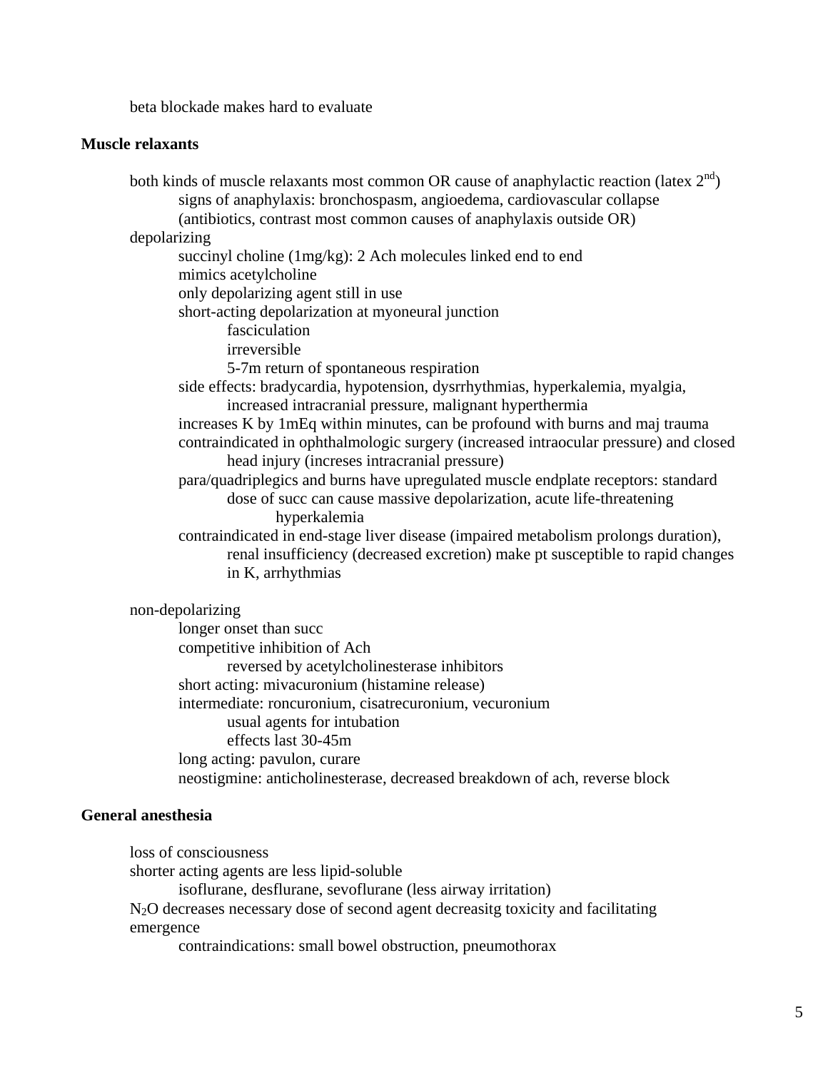beta blockade makes hard to evaluate

**Muscle relaxants**

- both kinds of muscle relaxants most common OR cause of anaphylactic reaction (latex 2[nd])
  - signs of anaphylaxis: bronchospasm, angioedema, cardiovascular collapse
  - (antibiotics, contrast most common causes of anaphylaxis outside OR)
- depolarizing
  - succinyl choline (1mg/kg): 2 Ach molecules linked end to end
  - mimics acetylcholine
  - only depolarizing agent still in use
  - short-acting depolarization at myoneural junction
    - fasciculation
    - irreversible
    - 5-7m return of spontaneous respiration
  - side effects: bradycardia, hypotension, dysrrhythmias, hyperkalemia, myalgia, increased intracranial pressure, malignant hyperthermia
  - increases K by 1mEq within minutes, can be profound with burns and maj trauma
  - contraindicated in ophthalmologic surgery (increased intraocular pressure) and closed head injury (increses intracranial pressure)
  - para/quadriplegics and burns have upregulated muscle endplate receptors: standard dose of succ can cause massive depolarization, acute life-threatening hyperkalemia
  - contraindicated in end-stage liver disease (impaired metabolism prolongs duration), renal insufficiency (decreased excretion) make pt susceptible to rapid changes in K, arrhythmias

- non-depolarizing
  - longer onset than succ
  - competitive inhibition of Ach
    - reversed by acetylcholinesterase inhibitors
  - short acting: mivacuronium (histamine release)
  - intermediate: roncuronium, cisatrecuronium, vecuronium
    - usual agents for intubation
    - effects last 30-45m
  - long acting: pavulon, curare
  - neostigmine: anticholinesterase, decreased breakdown of ach, reverse block

**General anesthesia**

- loss of consciousness
- shorter acting agents are less lipid-soluble
  - isoflurane, desflurane, sevoflurane (less airway irritation)
- $N_2O$ decreases necessary dose of second agent decreasitg toxicity and facilitating emergence
  - contraindications: small bowel obstruction, pneumothorax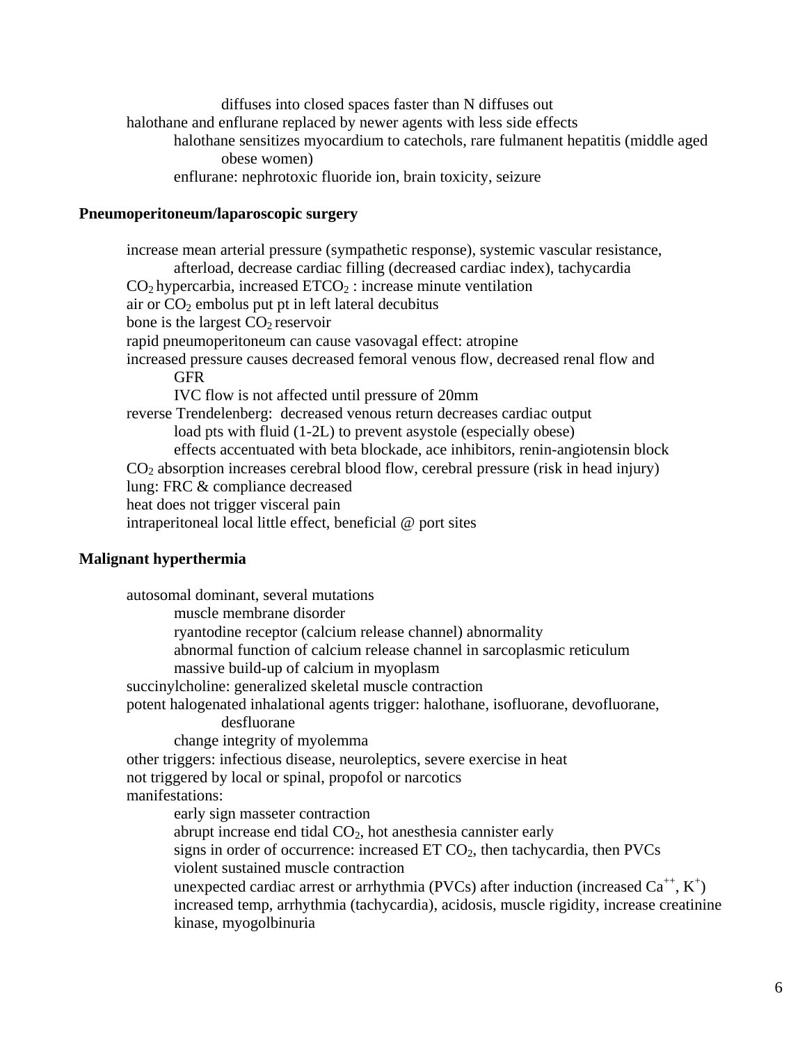- diffuses into closed spaces faster than N diffuses out
- halothane and enflurane replaced by newer agents with less side effects
  - halothane sensitizes myocardium to catechols, rare fulmanent hepatitis (middle aged obese women)
  - enflurane: nephrotoxic fluoride ion, brain toxicity, seizure

**Pneumoperitoneum/laparoscopic surgery**

- increase mean arterial pressure (sympathetic response), systemic vascular resistance, afterload, decrease cardiac filling (decreased cardiac index), tachycardia
- $CO_2$ hypercarbia, increased $ETCO_2$ : increase minute ventilation
- air or $CO_2$ embolus put pt in left lateral decubitus
- bone is the largest $CO_2$ reservoir
- rapid pneumoperitoneum can cause vasovagal effect: atropine
- increased pressure causes decreased femoral venous flow, decreased renal flow and GFR
  - IVC flow is not affected until pressure of 20mm
- reverse Trendelenberg: decreased venous return decreases cardiac output
  - load pts with fluid (1-2L) to prevent asystole (especially obese)
  - effects accentuated with beta blockade, ace inhibitors, renin-angiotensin block
- $CO_2$ absorption increases cerebral blood flow, cerebral pressure (risk in head injury)
- lung: FRC & compliance decreased
- heat does not trigger visceral pain
- intraperitoneal local little effect, beneficial @ port sites

**Malignant hyperthermia**

- autosomal dominant, several mutations
  - muscle membrane disorder
  - ryantodine receptor (calcium release channel) abnormality
  - abnormal function of calcium release channel in sarcoplasmic reticulum
  - massive build-up of calcium in myoplasm
- succinylcholine: generalized skeletal muscle contraction
- potent halogenated inhalational agents trigger: halothane, isofluorane, devofluorane, desfluorane
  - change integrity of myolemma
- other triggers: infectious disease, neuroleptics, severe exercise in heat
- not triggered by local or spinal, propofol or narcotics
- manifestations:
  - early sign masseter contraction
  - abrupt increase end tidal $CO_2$, hot anesthesia cannister early
  - signs in order of occurrence: increased ET $CO_2$, then tachycardia, then PVCs
  - violent sustained muscle contraction
  - unexpected cardiac arrest or arrhythmia (PVCs) after induction (increased $Ca^{++}$, $K^{+}$)
  - increased temp, arrhythmia (tachycardia), acidosis, muscle rigidity, increase creatinine kinase, myogolbinuria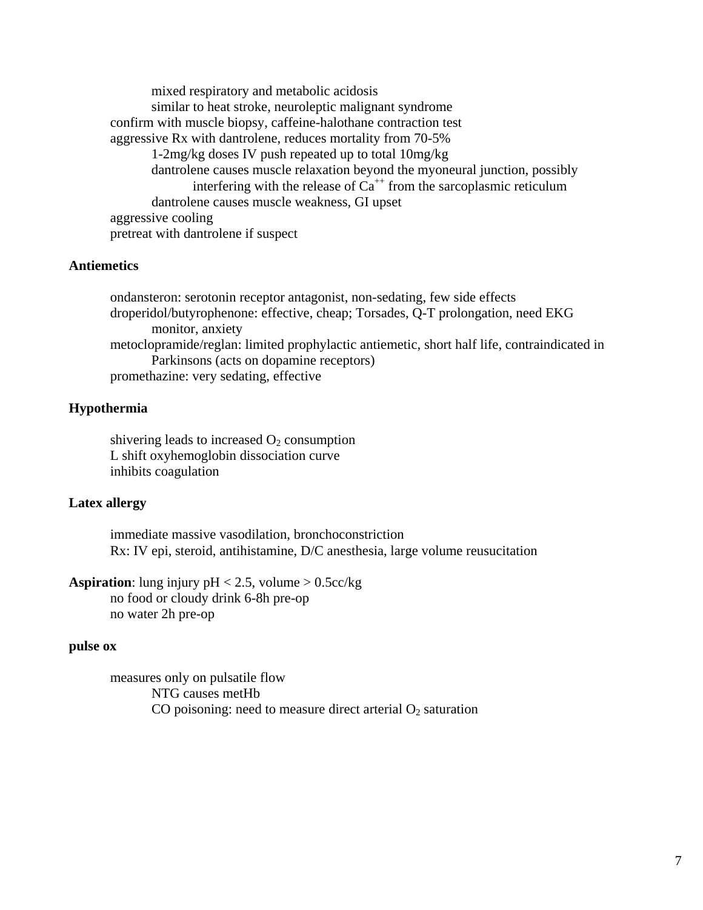- mixed respiratory and metabolic acidosis
- similar to heat stroke, neuroleptic malignant syndrome

confirm with muscle biopsy, caffeine-halothane contraction test

aggressive Rx with dantrolene, reduces mortality from 70-5%

- 1-2mg/kg doses IV push repeated up to total 10mg/kg
- dantrolene causes muscle relaxation beyond the myoneural junction, possibly interfering with the release of $Ca^{++}$ from the sarcoplasmic reticulum
- dantrolene causes muscle weakness, GI upset

aggressive cooling

pretreat with dantrolene if suspect

**Antiemetics**

ondansteron: serotonin receptor antagonist, non-sedating, few side effects

droperidol/butyrophenone: effective, cheap; Torsades, Q-T prolongation, need EKG monitor, anxiety

metoclopramide/reglan: limited prophylactic antiemetic, short half life, contraindicated in Parkinsons (acts on dopamine receptors)

promethazine: very sedating, effective

**Hypothermia**

shivering leads to increased $O_2$ consumption

L shift oxyhemoglobin dissociation curve

inhibits coagulation

**Latex allergy**

immediate massive vasodilation, bronchoconstriction

Rx: IV epi, steroid, antihistamine, D/C anesthesia, large volume reusucitation

**Aspiration**: lung injury pH < 2.5, volume > 0.5cc/kg

- no food or cloudy drink 6-8h pre-op
- no water 2h pre-op

**pulse ox**

measures only on pulsatile flow

- NTG causes metHb
- CO poisoning: need to measure direct arterial $O_2$ saturation